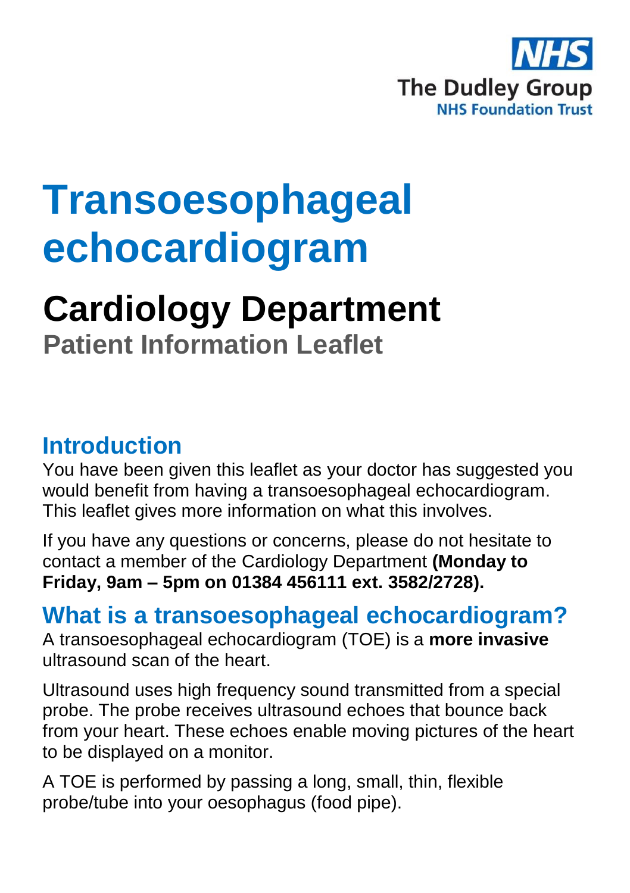NHS
The Dudley Group
NHS Foundation Trust

# Transoesophageal echocardiogram

# Cardiology Department

### Patient Information Leaflet

## Introduction

You have been given this leaflet as your doctor has suggested you would benefit from having a transoesophageal echocardiogram. This leaflet gives more information on what this involves.

If you have any questions or concerns, please do not hesitate to contact a member of the Cardiology Department **(Monday to Friday, 9am – 5pm on 01384 456111 ext. 3582/2728).**

## What is a transoesophageal echocardiogram?

A transoesophageal echocardiogram (TOE) is a **more invasive** ultrasound scan of the heart.

Ultrasound uses high frequency sound transmitted from a special probe. The probe receives ultrasound echoes that bounce back from your heart. These echoes enable moving pictures of the heart to be displayed on a monitor.

A TOE is performed by passing a long, small, thin, flexible probe/tube into your oesophagus (food pipe).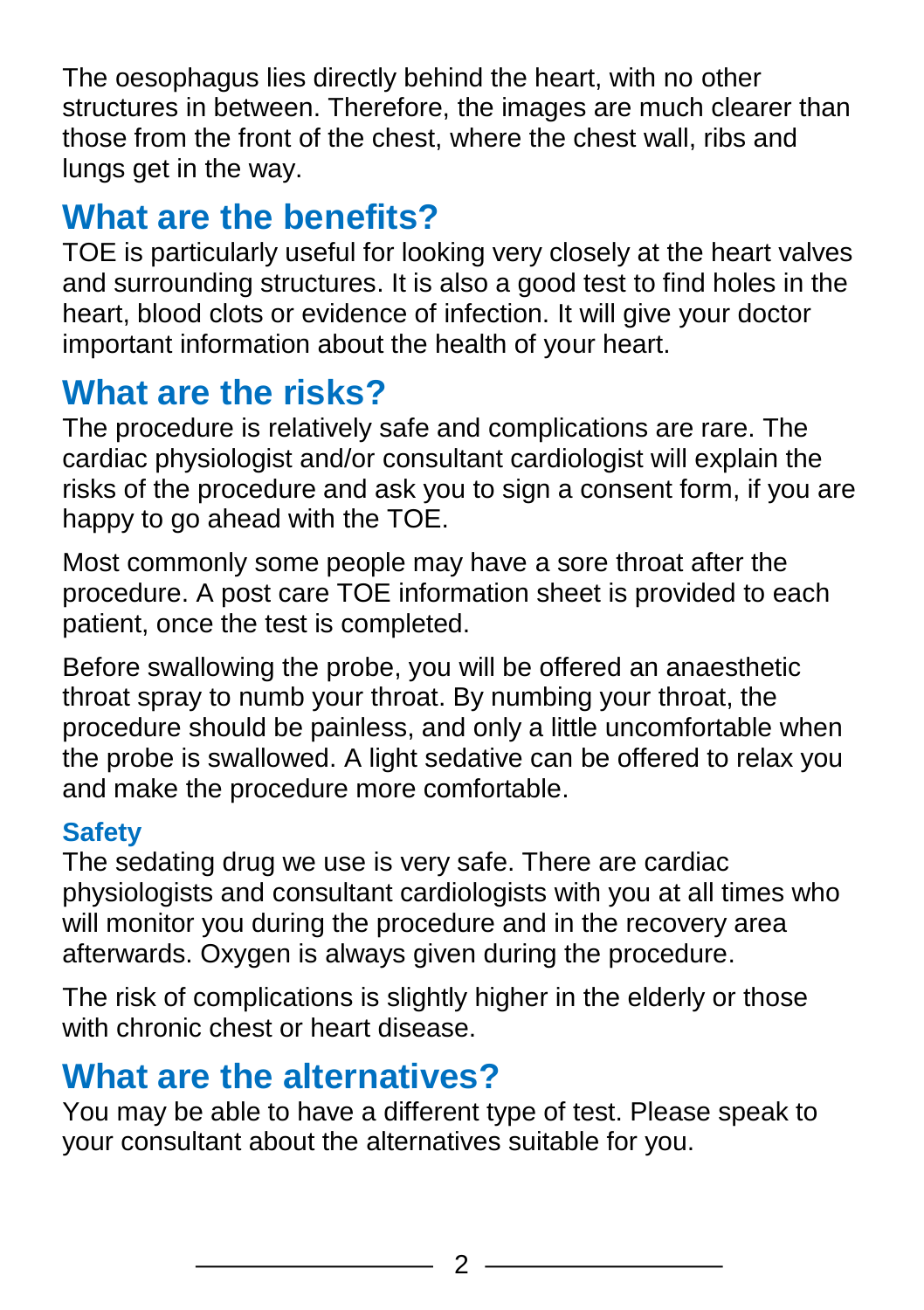The oesophagus lies directly behind the heart, with no other structures in between. Therefore, the images are much clearer than those from the front of the chest, where the chest wall, ribs and lungs get in the way.

## What are the benefits?

TOE is particularly useful for looking very closely at the heart valves and surrounding structures. It is also a good test to find holes in the heart, blood clots or evidence of infection. It will give your doctor important information about the health of your heart.

## What are the risks?

The procedure is relatively safe and complications are rare. The cardiac physiologist and/or consultant cardiologist will explain the risks of the procedure and ask you to sign a consent form, if you are happy to go ahead with the TOE.

Most commonly some people may have a sore throat after the procedure. A post care TOE information sheet is provided to each patient, once the test is completed.

Before swallowing the probe, you will be offered an anaesthetic throat spray to numb your throat. By numbing your throat, the procedure should be painless, and only a little uncomfortable when the probe is swallowed. A light sedative can be offered to relax you and make the procedure more comfortable.

### Safety

The sedating drug we use is very safe. There are cardiac physiologists and consultant cardiologists with you at all times who will monitor you during the procedure and in the recovery area afterwards. Oxygen is always given during the procedure.

The risk of complications is slightly higher in the elderly or those with chronic chest or heart disease.

## What are the alternatives?

You may be able to have a different type of test. Please speak to your consultant about the alternatives suitable for you.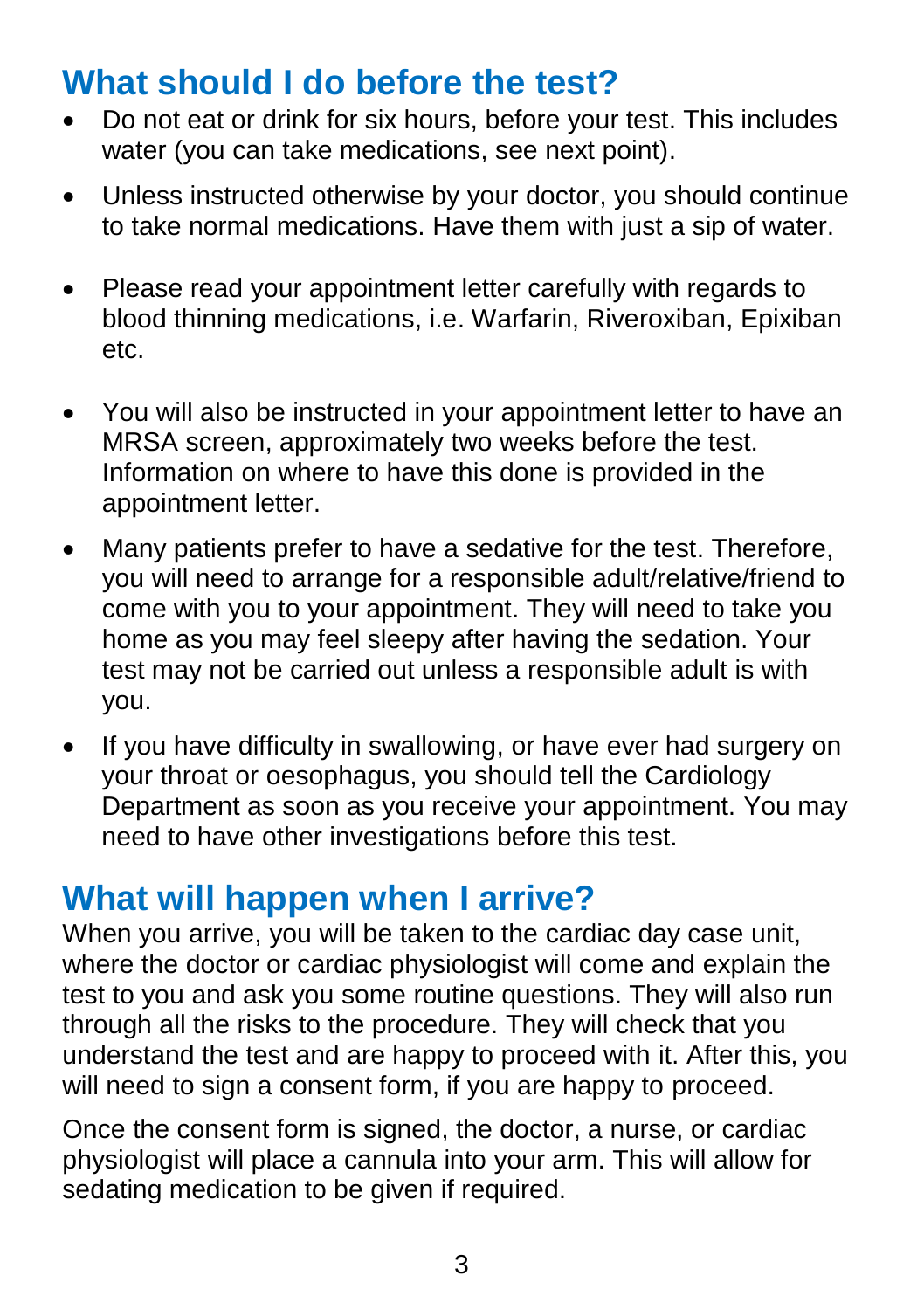## What should I do before the test?

- Do not eat or drink for six hours, before your test. This includes water (you can take medications, see next point).
- Unless instructed otherwise by your doctor, you should continue to take normal medications. Have them with just a sip of water.
- Please read your appointment letter carefully with regards to blood thinning medications, i.e. Warfarin, Riveroxiban, Epixiban etc.
- You will also be instructed in your appointment letter to have an MRSA screen, approximately two weeks before the test. Information on where to have this done is provided in the appointment letter.
- Many patients prefer to have a sedative for the test. Therefore, you will need to arrange for a responsible adult/relative/friend to come with you to your appointment. They will need to take you home as you may feel sleepy after having the sedation. Your test may not be carried out unless a responsible adult is with you.
- If you have difficulty in swallowing, or have ever had surgery on your throat or oesophagus, you should tell the Cardiology Department as soon as you receive your appointment. You may need to have other investigations before this test.

## What will happen when I arrive?

When you arrive, you will be taken to the cardiac day case unit, where the doctor or cardiac physiologist will come and explain the test to you and ask you some routine questions. They will also run through all the risks to the procedure. They will check that you understand the test and are happy to proceed with it. After this, you will need to sign a consent form, if you are happy to proceed.

Once the consent form is signed, the doctor, a nurse, or cardiac physiologist will place a cannula into your arm. This will allow for sedating medication to be given if required.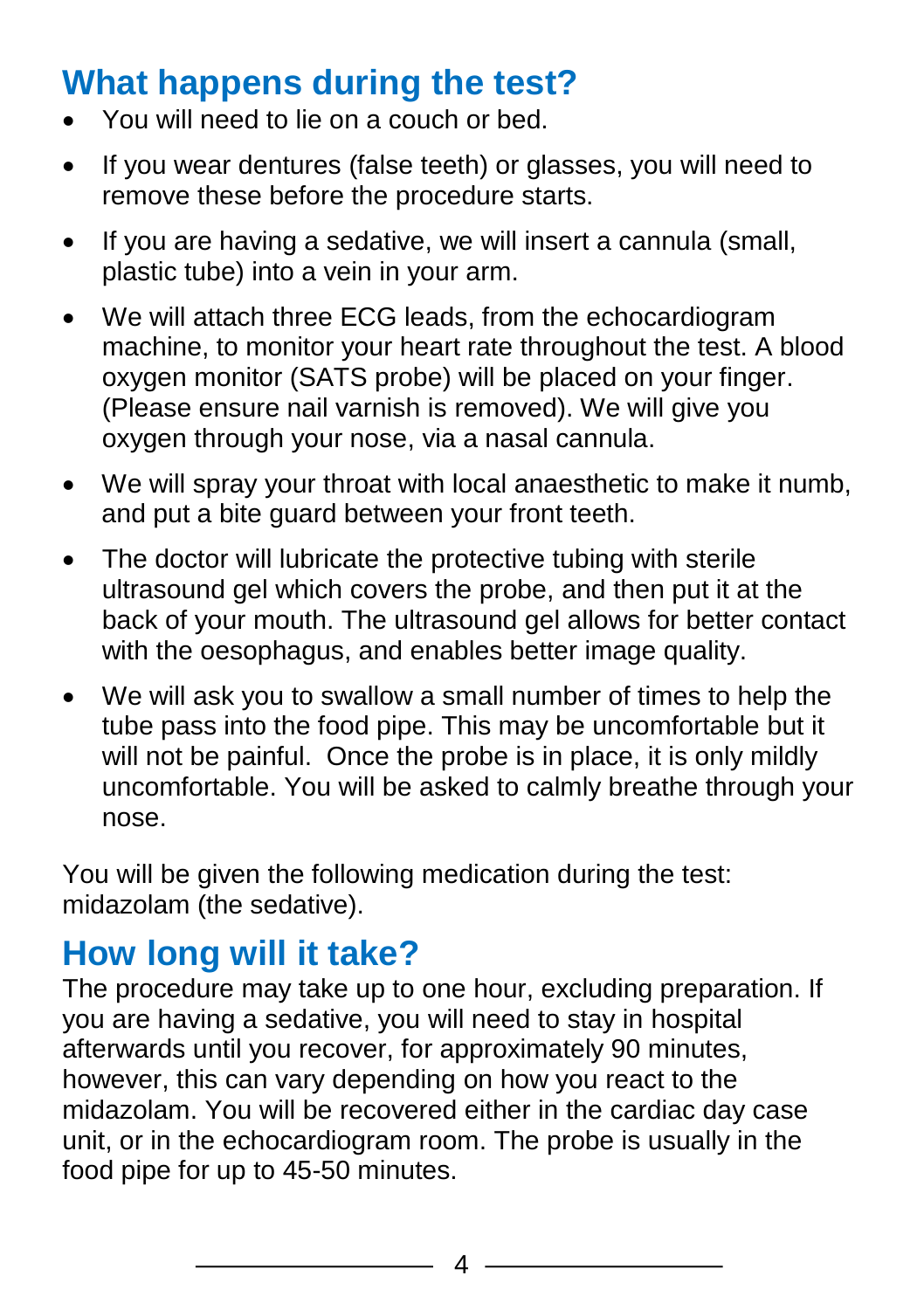## What happens during the test?

- You will need to lie on a couch or bed.
- If you wear dentures (false teeth) or glasses, you will need to remove these before the procedure starts.
- If you are having a sedative, we will insert a cannula (small, plastic tube) into a vein in your arm.
- We will attach three ECG leads, from the echocardiogram machine, to monitor your heart rate throughout the test. A blood oxygen monitor (SATS probe) will be placed on your finger. (Please ensure nail varnish is removed). We will give you oxygen through your nose, via a nasal cannula.
- We will spray your throat with local anaesthetic to make it numb, and put a bite guard between your front teeth.
- The doctor will lubricate the protective tubing with sterile ultrasound gel which covers the probe, and then put it at the back of your mouth. The ultrasound gel allows for better contact with the oesophagus, and enables better image quality.
- We will ask you to swallow a small number of times to help the tube pass into the food pipe. This may be uncomfortable but it will not be painful. Once the probe is in place, it is only mildly uncomfortable. You will be asked to calmly breathe through your nose.

You will be given the following medication during the test: midazolam (the sedative).

## How long will it take?

The procedure may take up to one hour, excluding preparation. If you are having a sedative, you will need to stay in hospital afterwards until you recover, for approximately 90 minutes, however, this can vary depending on how you react to the midazolam. You will be recovered either in the cardiac day case unit, or in the echocardiogram room. The probe is usually in the food pipe for up to 45-50 minutes.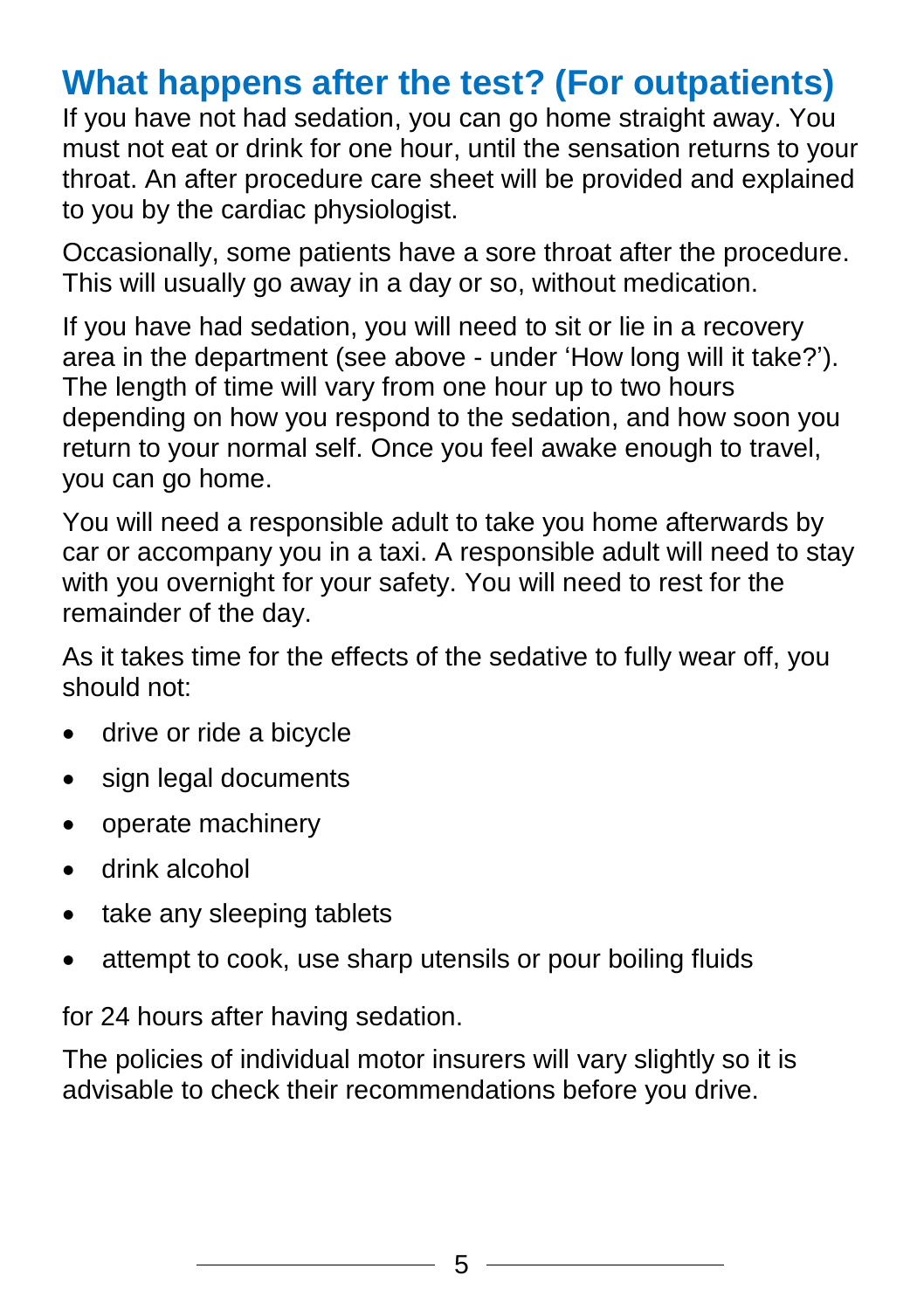## What happens after the test? (For outpatients)

If you have not had sedation, you can go home straight away. You must not eat or drink for one hour, until the sensation returns to your throat. An after procedure care sheet will be provided and explained to you by the cardiac physiologist.

Occasionally, some patients have a sore throat after the procedure. This will usually go away in a day or so, without medication.

If you have had sedation, you will need to sit or lie in a recovery area in the department (see above - under 'How long will it take?'). The length of time will vary from one hour up to two hours depending on how you respond to the sedation, and how soon you return to your normal self. Once you feel awake enough to travel, you can go home.

You will need a responsible adult to take you home afterwards by car or accompany you in a taxi. A responsible adult will need to stay with you overnight for your safety. You will need to rest for the remainder of the day.

As it takes time for the effects of the sedative to fully wear off, you should not:

- drive or ride a bicycle
- sign legal documents
- operate machinery
- drink alcohol
- take any sleeping tablets
- attempt to cook, use sharp utensils or pour boiling fluids

for 24 hours after having sedation.

The policies of individual motor insurers will vary slightly so it is advisable to check their recommendations before you drive.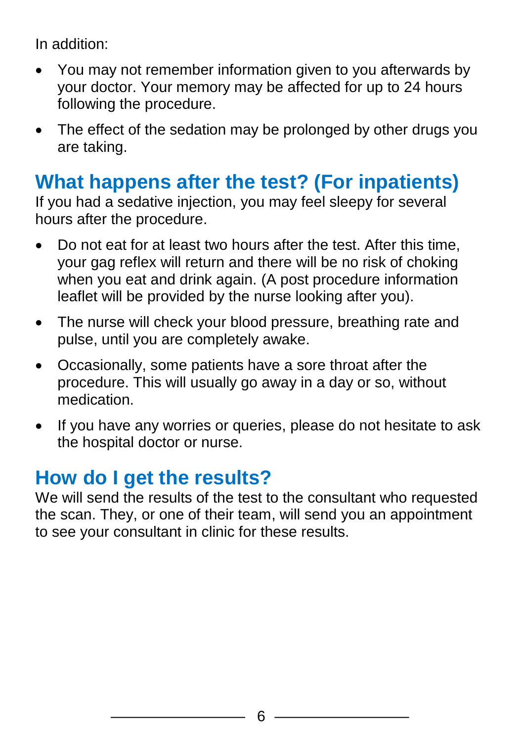In addition:

- You may not remember information given to you afterwards by your doctor. Your memory may be affected for up to 24 hours following the procedure.
- The effect of the sedation may be prolonged by other drugs you are taking.

## What happens after the test? (For inpatients)

If you had a sedative injection, you may feel sleepy for several hours after the procedure.

- Do not eat for at least two hours after the test. After this time, your gag reflex will return and there will be no risk of choking when you eat and drink again. (A post procedure information leaflet will be provided by the nurse looking after you).
- The nurse will check your blood pressure, breathing rate and pulse, until you are completely awake.
- Occasionally, some patients have a sore throat after the procedure. This will usually go away in a day or so, without medication.
- If you have any worries or queries, please do not hesitate to ask the hospital doctor or nurse.

## How do I get the results?

We will send the results of the test to the consultant who requested the scan. They, or one of their team, will send you an appointment to see your consultant in clinic for these results.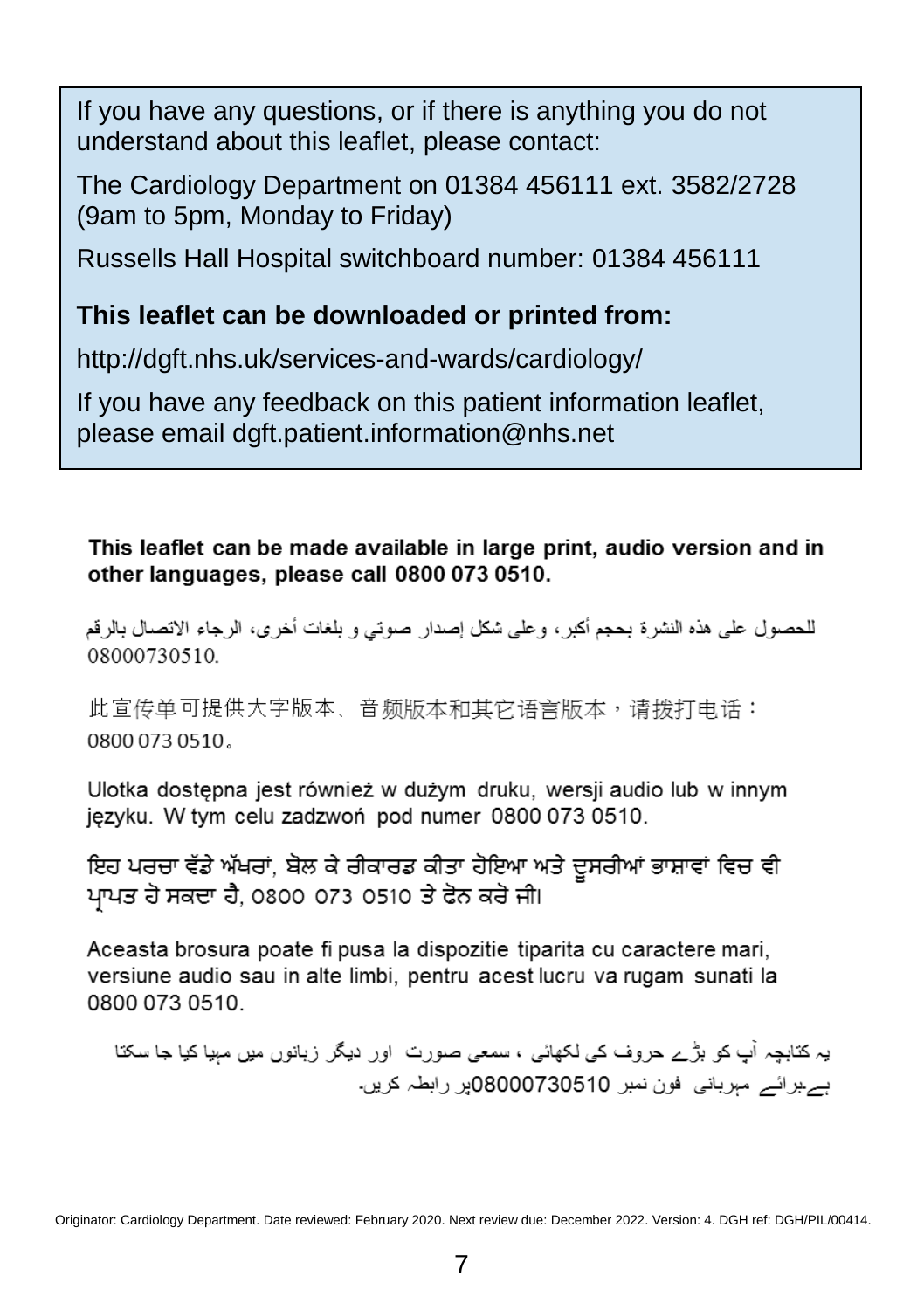If you have any questions, or if there is anything you do not understand about this leaflet, please contact:

The Cardiology Department on 01384 456111 ext. 3582/2728 (9am to 5pm, Monday to Friday)

Russells Hall Hospital switchboard number: 01384 456111

**This leaflet can be downloaded or printed from:**

http://dgft.nhs.uk/services-and-wards/cardiology/

If you have any feedback on this patient information leaflet, please email dgft.patient.information@nhs.net

**This leaflet can be made available in large print, audio version and in other languages, please call 0800 073 0510.**

للحصول على هذه النشرة بحجم أكبر، وعلى شكل إصدار صوتي و بلغات أخرى، الرجاء الاتصال بالرقم 08000730510.

此宣传单可提供大字版本、音频版本和其它语言版本，请拨打电话：0800 073 0510。

Ulotka dostępna jest również w dużym druku, wersji audio lub w innym języku. W tym celu zadzwoń pod numer 0800 073 0510.

ਇਹ ਪਰਚਾ ਵੱਡੇ ਅੱਖਰਾਂ, ਬੋਲ ਕੇ ਰੀਕਾਰਡ ਕੀਤਾ ਹੋਇਆ ਅਤੇ ਦੂਸਰੀਆਂ ਭਾਸ਼ਾਵਾਂ ਵਿਚ ਵੀ ਪ੍ਰਾਪਤ ਹੋ ਸਕਦਾ ਹੈ, 0800 073 0510 ਤੇ ਫੋਨ ਕਰੋ ਜੀ।

Aceasta brosura poate fi pusa la dispozitie tiparita cu caractere mari, versiune audio sau in alte limbi, pentru acest lucru va rugam sunati la 0800 073 0510.

یہ کتابچہ آپ کو بڑے حروف کی لکھائی ، سمعی صورت اور دیگر زبانوں میں مہیا کیا جا سکتا ہے۔برائے مہربانی فون نمبر 08000730510پر رابطہ کریں۔

Originator: Cardiology Department. Date reviewed: February 2020. Next review due: December 2022. Version: 4. DGH ref: DGH/PIL/00414.